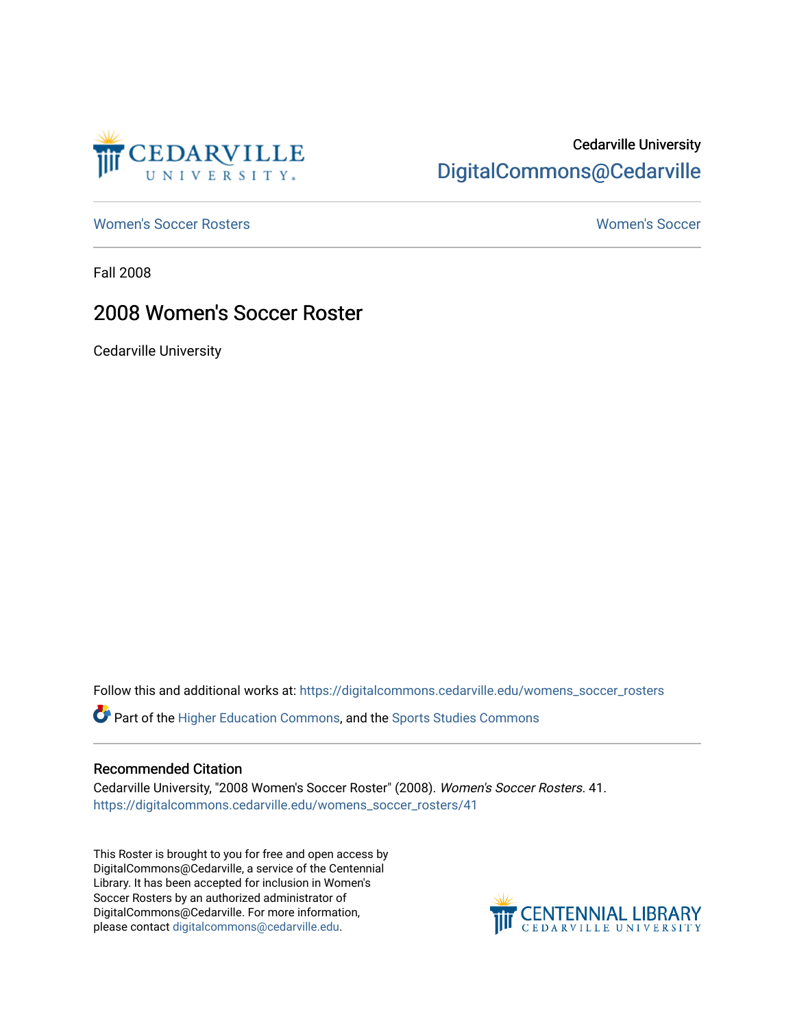Cedarville University

DigitalCommons@Cedarville

Women's Soccer Rosters

Women's Soccer

Fall 2008

# 2008 Women's Soccer Roster

Cedarville University

Follow this and additional works at: https://digitalcommons.cedarville.edu/womens_soccer_rosters

Part of the Higher Education Commons, and the Sports Studies Commons

## Recommended Citation

Cedarville University, "2008 Women's Soccer Roster" (2008). *Women's Soccer Rosters*. 41.
https://digitalcommons.cedarville.edu/womens_soccer_rosters/41

This Roster is brought to you for free and open access by DigitalCommons@Cedarville, a service of the Centennial Library. It has been accepted for inclusion in Women's Soccer Rosters by an authorized administrator of DigitalCommons@Cedarville. For more information, please contact digitalcommons@cedarville.edu.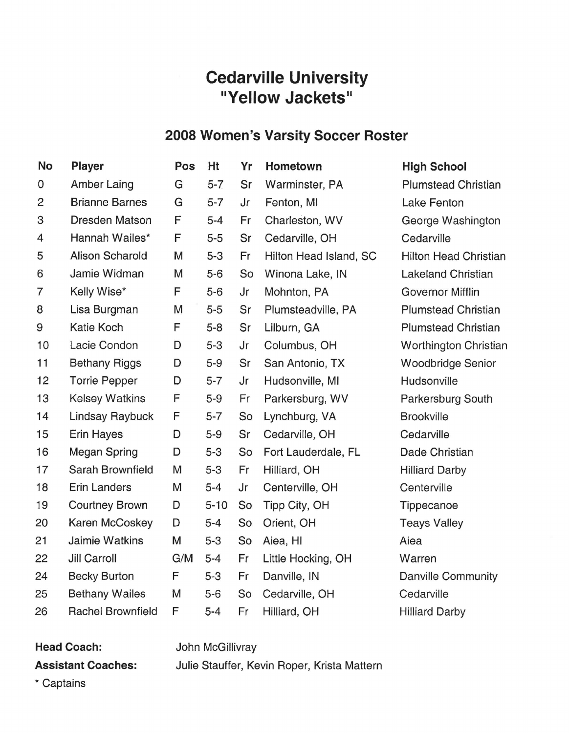# Cedarville University "Yellow Jackets"

## 2008 Women's Varsity Soccer Roster

| No | Player | Pos | Ht | Yr | Hometown | High School |
|---|---|---|---|---|---|---|
| 0 | Amber Laing | G | 5-7 | Sr | Warminster, PA | Plumstead Christian |
| 2 | Brianne Barnes | G | 5-7 | Jr | Fenton, MI | Lake Fenton |
| 3 | Dresden Matson | F | 5-4 | Fr | Charleston, WV | George Washington |
| 4 | Hannah Wailes* | F | 5-5 | Sr | Cedarville, OH | Cedarville |
| 5 | Alison Scharold | M | 5-3 | Fr | Hilton Head Island, SC | Hilton Head Christian |
| 6 | Jamie Widman | M | 5-6 | So | Winona Lake, IN | Lakeland Christian |
| 7 | Kelly Wise* | F | 5-6 | Jr | Mohnton, PA | Governor Mifflin |
| 8 | Lisa Burgman | M | 5-5 | Sr | Plumsteadville, PA | Plumstead Christian |
| 9 | Katie Koch | F | 5-8 | Sr | Lilburn, GA | Plumstead Christian |
| 10 | Lacie Condon | D | 5-3 | Jr | Columbus, OH | Worthington Christian |
| 11 | Bethany Riggs | D | 5-9 | Sr | San Antonio, TX | Woodbridge Senior |
| 12 | Torrie Pepper | D | 5-7 | Jr | Hudsonville, MI | Hudsonville |
| 13 | Kelsey Watkins | F | 5-9 | Fr | Parkersburg, WV | Parkersburg South |
| 14 | Lindsay Raybuck | F | 5-7 | So | Lynchburg, VA | Brookville |
| 15 | Erin Hayes | D | 5-9 | Sr | Cedarville, OH | Cedarville |
| 16 | Megan Spring | D | 5-3 | So | Fort Lauderdale, FL | Dade Christian |
| 17 | Sarah Brownfield | M | 5-3 | Fr | Hilliard, OH | Hilliard Darby |
| 18 | Erin Landers | M | 5-4 | Jr | Centerville, OH | Centerville |
| 19 | Courtney Brown | D | 5-10 | So | Tipp City, OH | Tippecanoe |
| 20 | Karen McCoskey | D | 5-4 | So | Orient, OH | Teays Valley |
| 21 | Jaimie Watkins | M | 5-3 | So | Aiea, HI | Aiea |
| 22 | Jill Carroll | G/M | 5-4 | Fr | Little Hocking, OH | Warren |
| 24 | Becky Burton | F | 5-3 | Fr | Danville, IN | Danville Community |
| 25 | Bethany Wailes | M | 5-6 | So | Cedarville, OH | Cedarville |
| 26 | Rachel Brownfield | F | 5-4 | Fr | Hilliard, OH | Hilliard Darby |

**Head Coach:** John McGillivray

**Assistant Coaches:** Julie Stauffer, Kevin Roper, Krista Mattern

* Captains